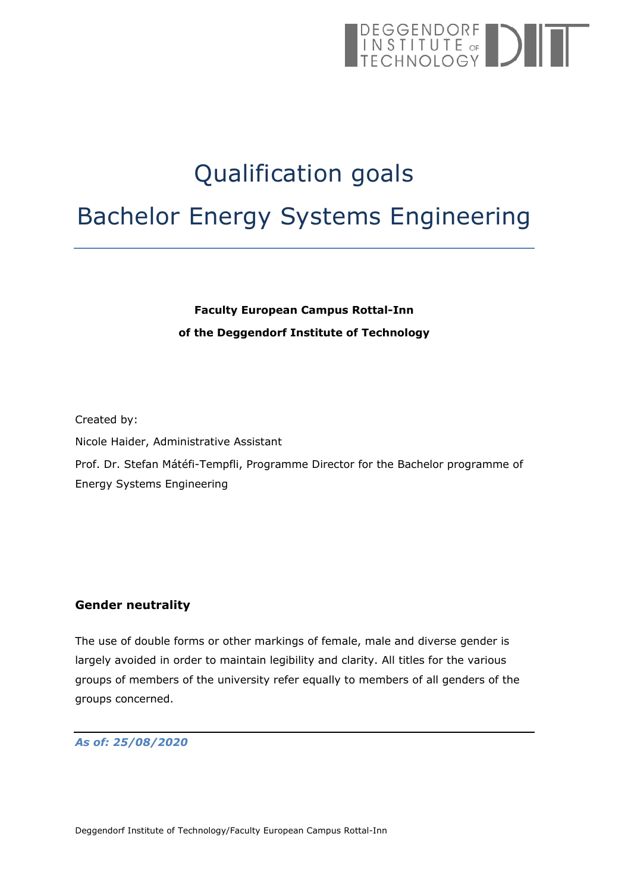# Qualification goals

# Bachelor Energy Systems Engineering

**Faculty European Campus Rottal-Inn**

**of the Deggendorf Institute of Technology**

Created by:

Nicole Haider, Administrative Assistant

Prof. Dr. Stefan Mátéfi-Tempfli, Programme Director for the Bachelor programme of Energy Systems Engineering

**Gender neutrality**

The use of double forms or other markings of female, male and diverse gender is largely avoided in order to maintain legibility and clarity. All titles for the various groups of members of the university refer equally to members of all genders of the groups concerned.

***As of: 25/08/2020***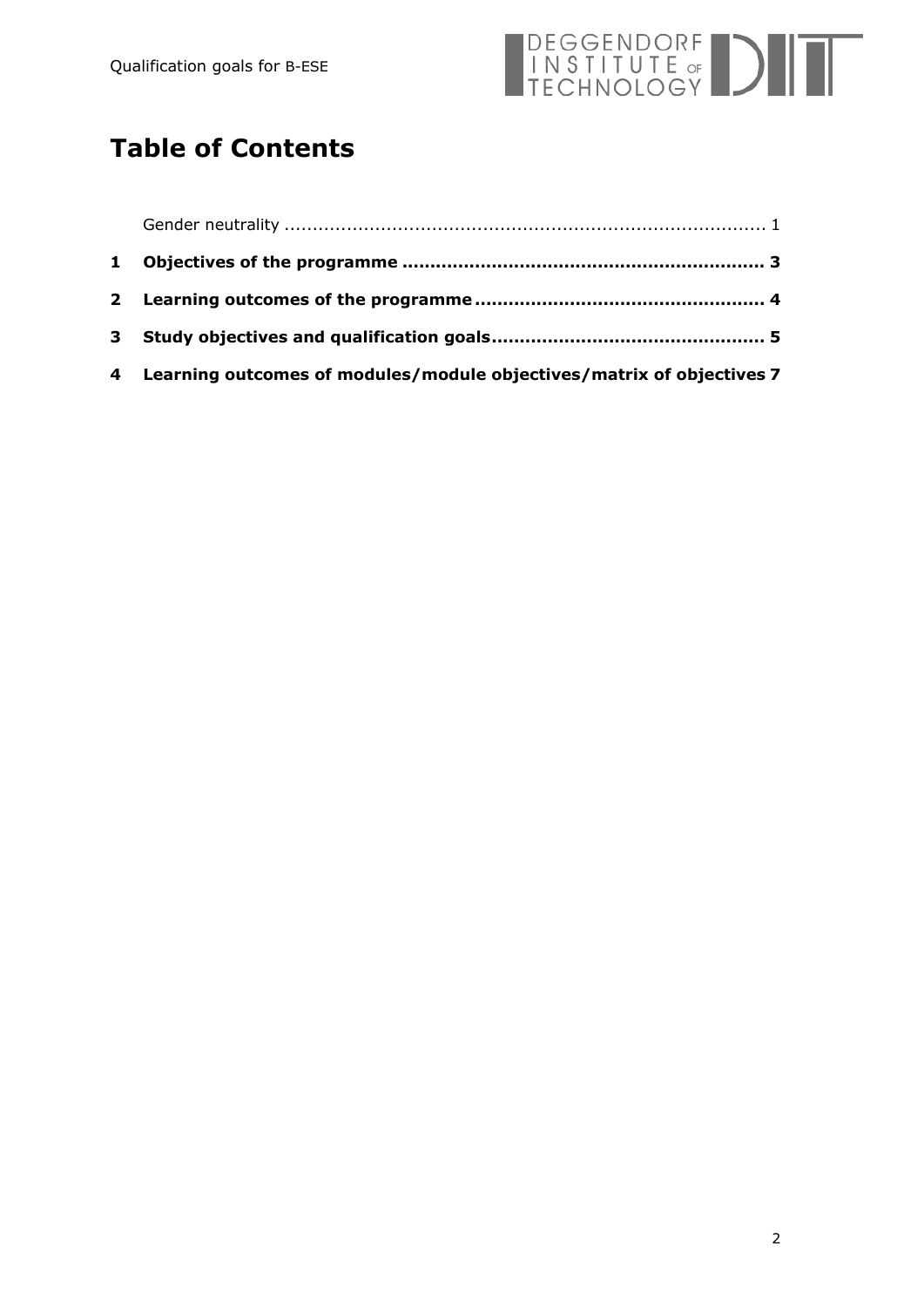# Table of Contents

Gender neutrality ........................................................................................ 1

**1 Objectives of the programme ................................................................ 3**

**2 Learning outcomes of the programme .................................................... 4**

**3 Study objectives and qualification goals ................................................ 5**

**4 Learning outcomes of modules/module objectives/matrix of objectives 7**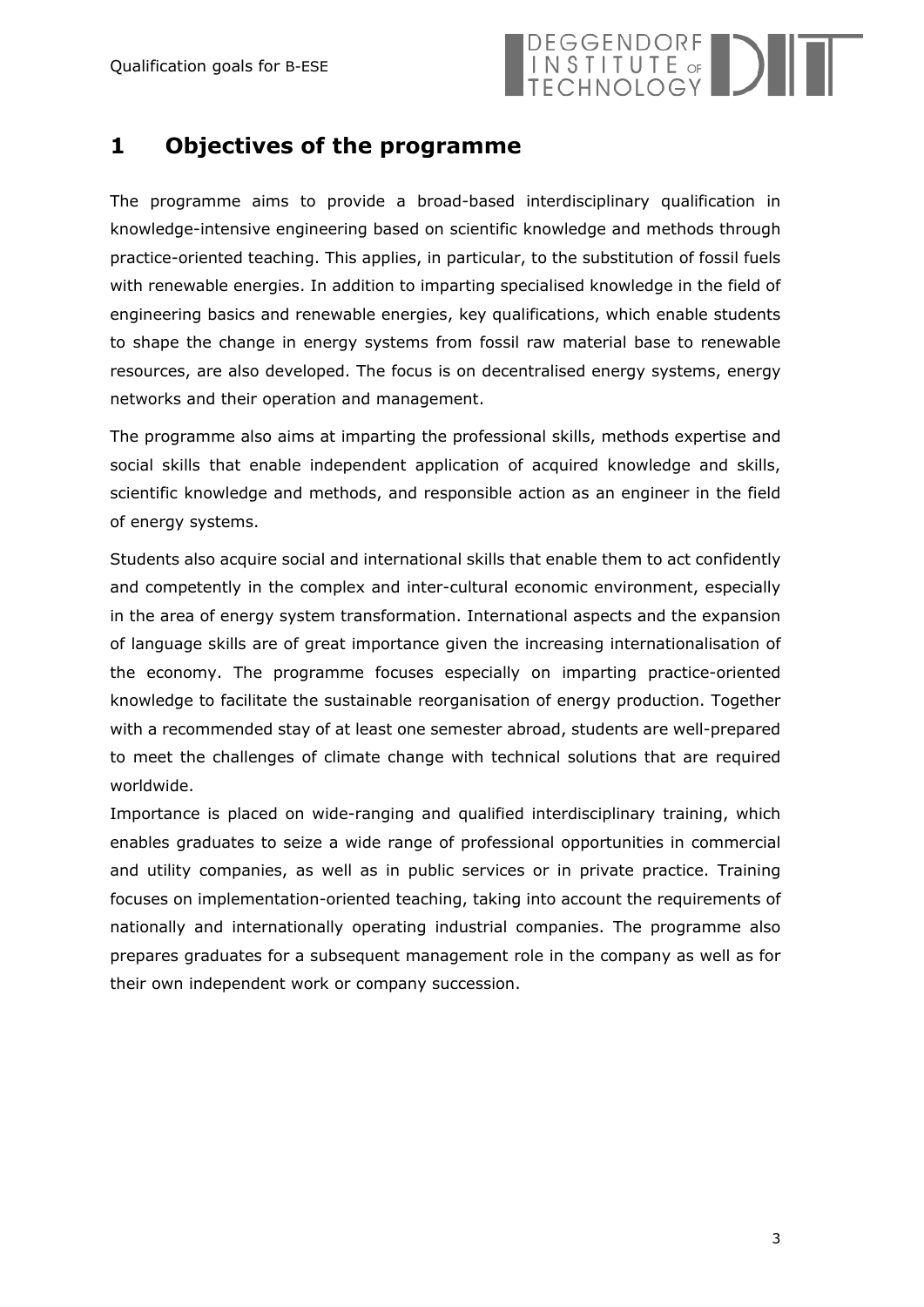# 1 Objectives of the programme

The programme aims to provide a broad-based interdisciplinary qualification in knowledge-intensive engineering based on scientific knowledge and methods through practice-oriented teaching. This applies, in particular, to the substitution of fossil fuels with renewable energies. In addition to imparting specialised knowledge in the field of engineering basics and renewable energies, key qualifications, which enable students to shape the change in energy systems from fossil raw material base to renewable resources, are also developed. The focus is on decentralised energy systems, energy networks and their operation and management.

The programme also aims at imparting the professional skills, methods expertise and social skills that enable independent application of acquired knowledge and skills, scientific knowledge and methods, and responsible action as an engineer in the field of energy systems.

Students also acquire social and international skills that enable them to act confidently and competently in the complex and inter-cultural economic environment, especially in the area of energy system transformation. International aspects and the expansion of language skills are of great importance given the increasing internationalisation of the economy. The programme focuses especially on imparting practice-oriented knowledge to facilitate the sustainable reorganisation of energy production. Together with a recommended stay of at least one semester abroad, students are well-prepared to meet the challenges of climate change with technical solutions that are required worldwide.

Importance is placed on wide-ranging and qualified interdisciplinary training, which enables graduates to seize a wide range of professional opportunities in commercial and utility companies, as well as in public services or in private practice. Training focuses on implementation-oriented teaching, taking into account the requirements of nationally and internationally operating industrial companies. The programme also prepares graduates for a subsequent management role in the company as well as for their own independent work or company succession.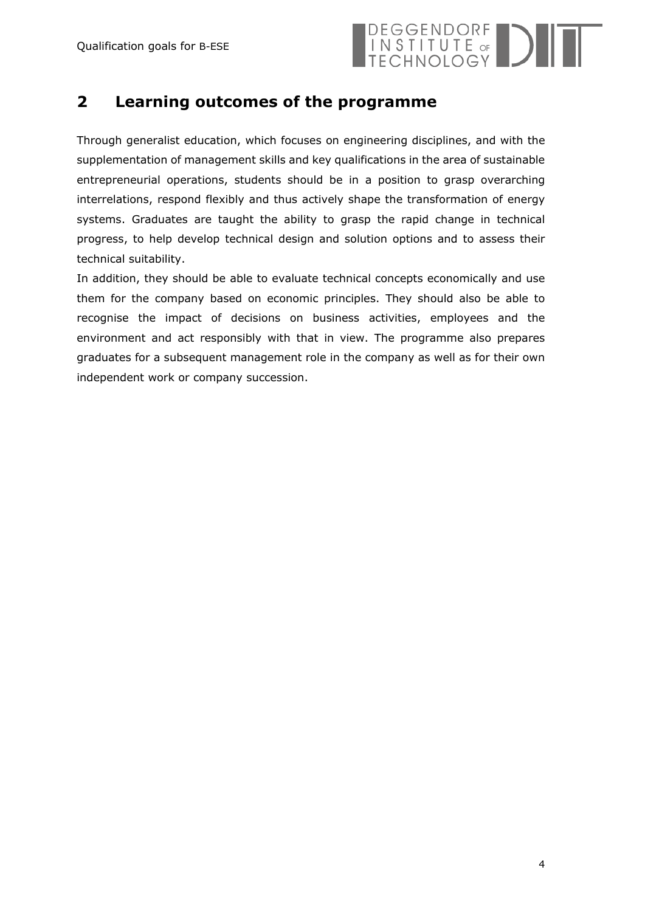## 2 Learning outcomes of the programme

Through generalist education, which focuses on engineering disciplines, and with the supplementation of management skills and key qualifications in the area of sustainable entrepreneurial operations, students should be in a position to grasp overarching interrelations, respond flexibly and thus actively shape the transformation of energy systems. Graduates are taught the ability to grasp the rapid change in technical progress, to help develop technical design and solution options and to assess their technical suitability.

In addition, they should be able to evaluate technical concepts economically and use them for the company based on economic principles. They should also be able to recognise the impact of decisions on business activities, employees and the environment and act responsibly with that in view. The programme also prepares graduates for a subsequent management role in the company as well as for their own independent work or company succession.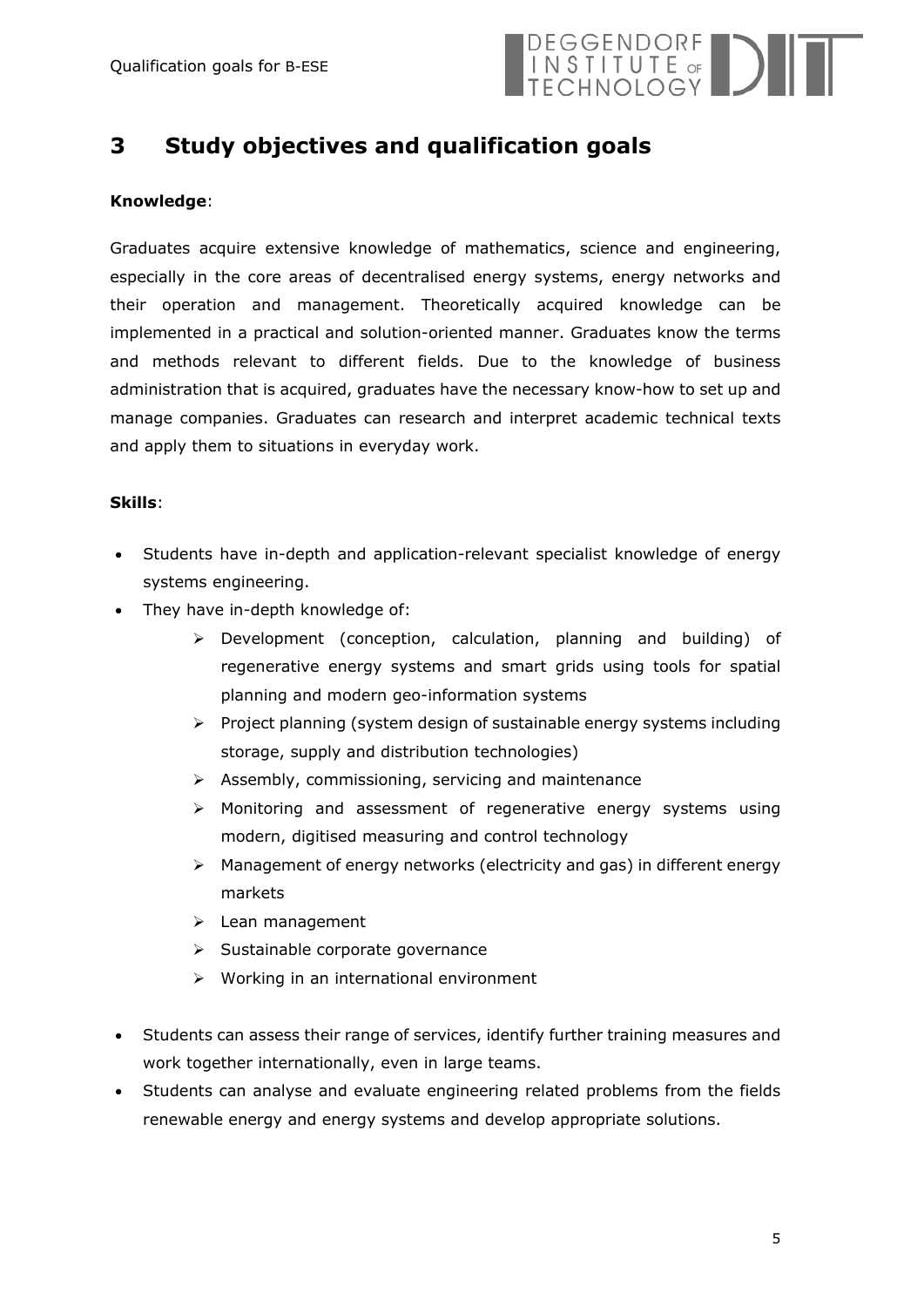# 3 Study objectives and qualification goals

**Knowledge**:

Graduates acquire extensive knowledge of mathematics, science and engineering, especially in the core areas of decentralised energy systems, energy networks and their operation and management. Theoretically acquired knowledge can be implemented in a practical and solution-oriented manner. Graduates know the terms and methods relevant to different fields. Due to the knowledge of business administration that is acquired, graduates have the necessary know-how to set up and manage companies. Graduates can research and interpret academic technical texts and apply them to situations in everyday work.

**Skills**:

- Students have in-depth and application-relevant specialist knowledge of energy systems engineering.
- They have in-depth knowledge of:
  - Development (conception, calculation, planning and building) of regenerative energy systems and smart grids using tools for spatial planning and modern geo-information systems
  - Project planning (system design of sustainable energy systems including storage, supply and distribution technologies)
  - Assembly, commissioning, servicing and maintenance
  - Monitoring and assessment of regenerative energy systems using modern, digitised measuring and control technology
  - Management of energy networks (electricity and gas) in different energy markets
  - Lean management
  - Sustainable corporate governance
  - Working in an international environment
- Students can assess their range of services, identify further training measures and work together internationally, even in large teams.
- Students can analyse and evaluate engineering related problems from the fields renewable energy and energy systems and develop appropriate solutions.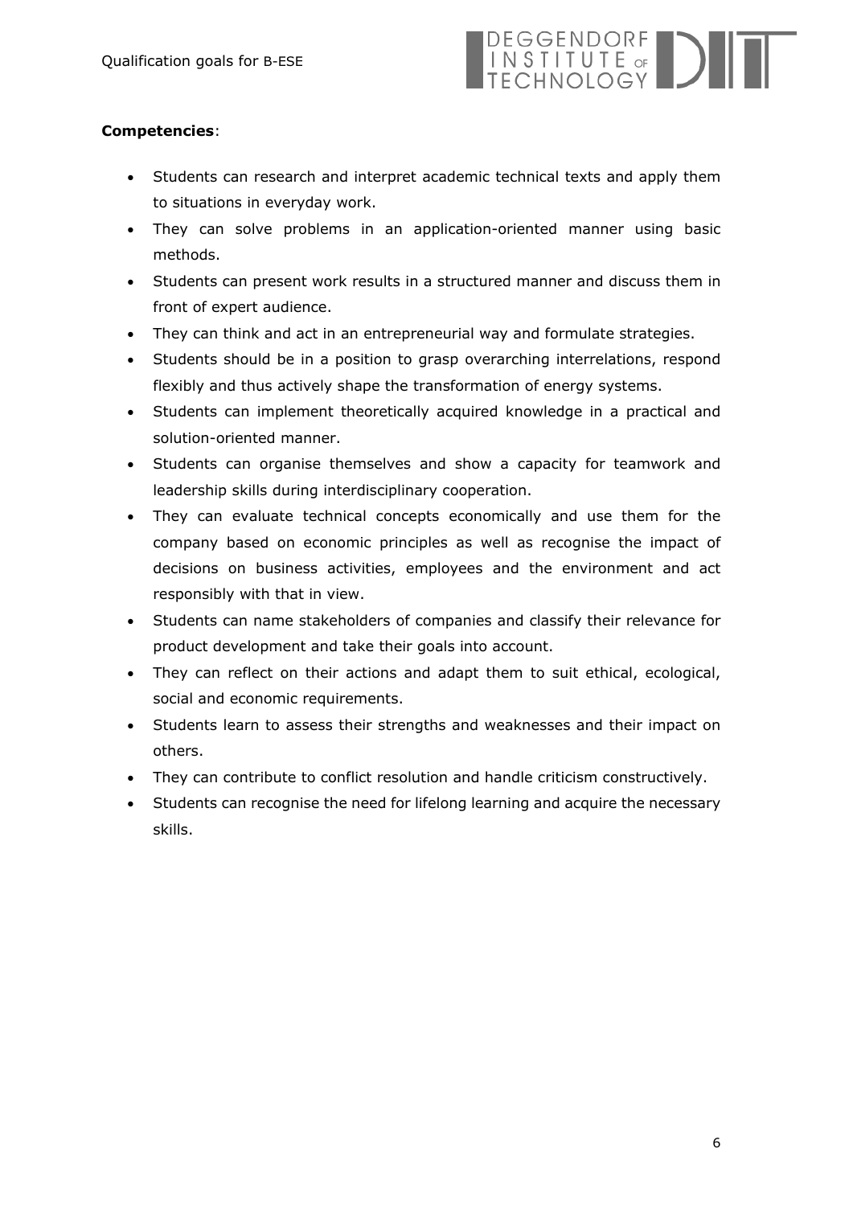**Competencies**:

- Students can research and interpret academic technical texts and apply them to situations in everyday work.
- They can solve problems in an application-oriented manner using basic methods.
- Students can present work results in a structured manner and discuss them in front of expert audience.
- They can think and act in an entrepreneurial way and formulate strategies.
- Students should be in a position to grasp overarching interrelations, respond flexibly and thus actively shape the transformation of energy systems.
- Students can implement theoretically acquired knowledge in a practical and solution-oriented manner.
- Students can organise themselves and show a capacity for teamwork and leadership skills during interdisciplinary cooperation.
- They can evaluate technical concepts economically and use them for the company based on economic principles as well as recognise the impact of decisions on business activities, employees and the environment and act responsibly with that in view.
- Students can name stakeholders of companies and classify their relevance for product development and take their goals into account.
- They can reflect on their actions and adapt them to suit ethical, ecological, social and economic requirements.
- Students learn to assess their strengths and weaknesses and their impact on others.
- They can contribute to conflict resolution and handle criticism constructively.
- Students can recognise the need for lifelong learning and acquire the necessary skills.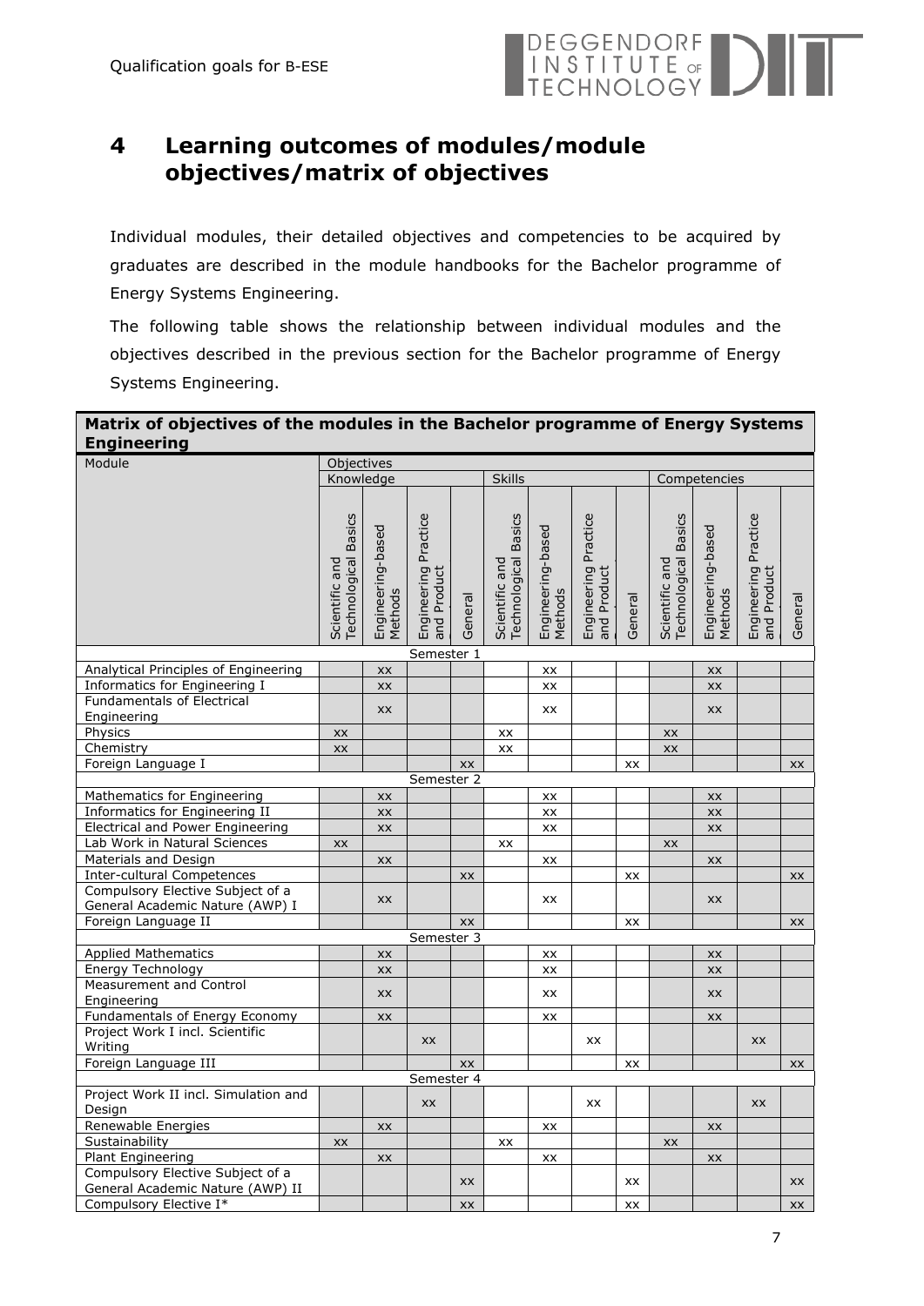# 4 Learning outcomes of modules/module objectives/matrix of objectives

Individual modules, their detailed objectives and competencies to be acquired by graduates are described in the module handbooks for the Bachelor programme of Energy Systems Engineering.

The following table shows the relationship between individual modules and the objectives described in the previous section for the Bachelor programme of Energy Systems Engineering.

**Matrix of objectives of the modules in the Bachelor programme of Energy Systems Engineering**

| Module | Objectives | | | | | | | | | | | |
|---|---|---|---|---|---|---|---|---|---|---|---|---|
| | Knowledge | | | | Skills | | | | Competencies | | | |
| | Scientific and Technological Basics | Engineering-based Methods | Engineering Practice and Product | General | Scientific and Technological Basics | Engineering-based Methods | Engineering Practice and Product | General | Scientific and Technological Basics | Engineering-based Methods | Engineering Practice and Product | General |
| **Semester 1** | | | | | | | | | | | | |
| Analytical Principles of Engineering | | xx | | | | xx | | | | xx | | |
| Informatics for Engineering I | | xx | | | | xx | | | | xx | | |
| Fundamentals of Electrical Engineering | | xx | | | | xx | | | | xx | | |
| Physics | xx | | | | xx | | | | xx | | | |
| Chemistry | xx | | | | xx | | | | xx | | | |
| Foreign Language I | | | | xx | | | | xx | | | | xx |
| **Semester 2** | | | | | | | | | | | | |
| Mathematics for Engineering | | xx | | | | xx | | | | xx | | |
| Informatics for Engineering II | | xx | | | | xx | | | | xx | | |
| Electrical and Power Engineering | | xx | | | | xx | | | | xx | | |
| Lab Work in Natural Sciences | xx | | | | xx | | | | xx | | | |
| Materials and Design | | xx | | | | xx | | | | xx | | |
| Inter-cultural Competences | | | | xx | | | | xx | | | | xx |
| Compulsory Elective Subject of a General Academic Nature (AWP) I | | xx | | | | xx | | | | xx | | |
| Foreign Language II | | | | xx | | | | xx | | | | xx |
| **Semester 3** | | | | | | | | | | | | |
| Applied Mathematics | | xx | | | | xx | | | | xx | | |
| Energy Technology | | xx | | | | xx | | | | xx | | |
| Measurement and Control Engineering | | xx | | | | xx | | | | xx | | |
| Fundamentals of Energy Economy | | xx | | | | xx | | | | xx | | |
| Project Work I incl. Scientific Writing | | | xx | | | | xx | | | | xx | |
| Foreign Language III | | | | xx | | | | xx | | | | xx |
| **Semester 4** | | | | | | | | | | | | |
| Project Work II incl. Simulation and Design | | | xx | | | | xx | | | | xx | |
| Renewable Energies | | xx | | | | xx | | | | xx | | |
| Sustainability | xx | | | | xx | | | | xx | | | |
| Plant Engineering | | xx | | | | xx | | | | xx | | |
| Compulsory Elective Subject of a General Academic Nature (AWP) II | | | | xx | | | | xx | | | | xx |
| Compulsory Elective I* | | | | xx | | | | xx | | | | xx |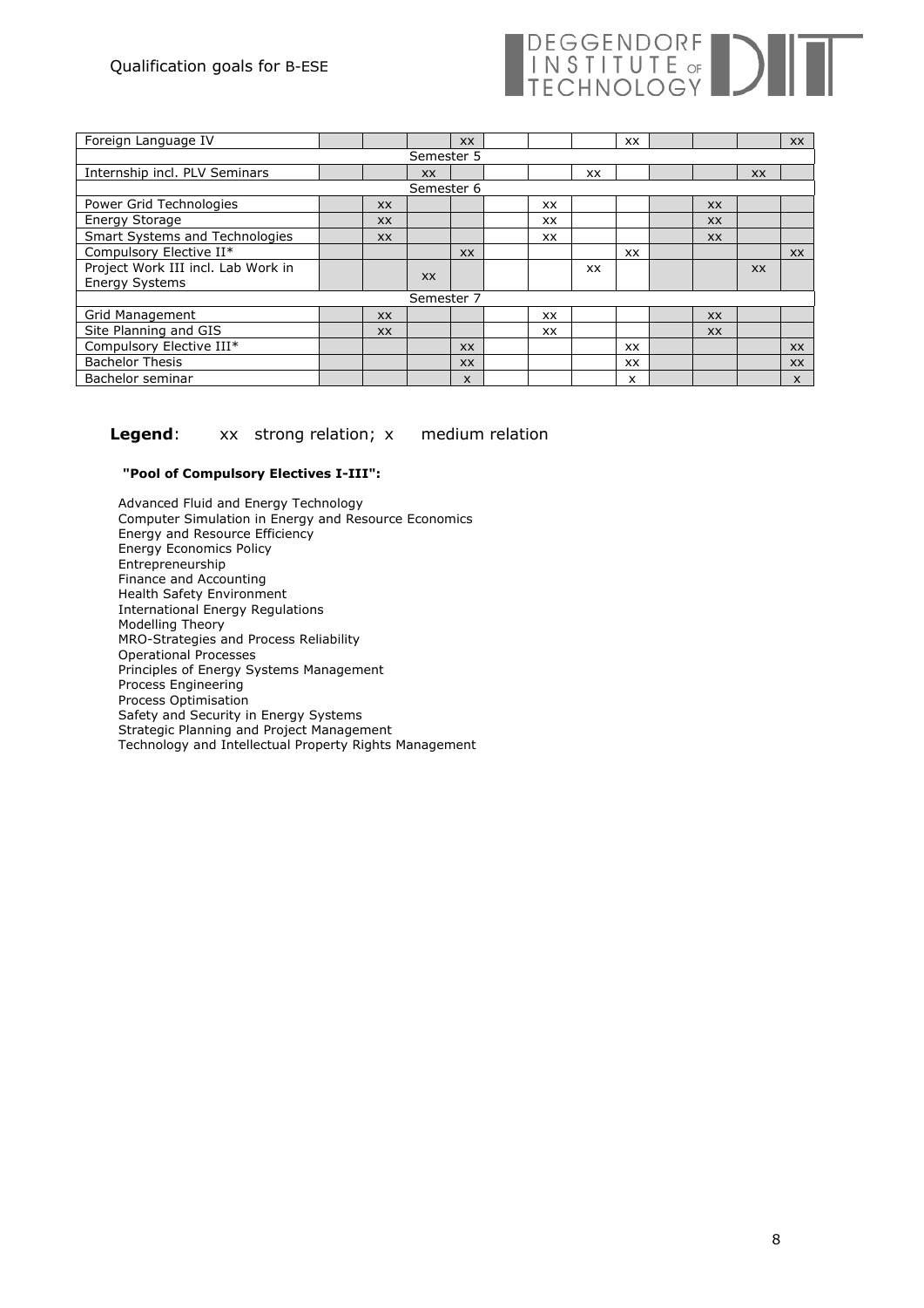| | | | | | | | | | | | | |
|---|---|---|---|---|---|---|---|---|---|---|---|---|
| Foreign Language IV | | | | xx | | | | xx | | | | xx |
| Semester 5 | | | | | | | | | | | | |
| Internship incl. PLV Seminars | | | xx | | | | xx | | | | xx | |
| Semester 6 | | | | | | | | | | | | |
| Power Grid Technologies | | xx | | | | xx | | | | xx | | |
| Energy Storage | | xx | | | | xx | | | | xx | | |
| Smart Systems and Technologies | | xx | | | | xx | | | | xx | | |
| Compulsory Elective II* | | | | xx | | | | xx | | | | xx |
| Project Work III incl. Lab Work in Energy Systems | | | xx | | | | xx | | | | xx | |
| Semester 7 | | | | | | | | | | | | |
| Grid Management | | xx | | | | xx | | | | xx | | |
| Site Planning and GIS | | xx | | | | xx | | | | xx | | |
| Compulsory Elective III* | | | | xx | | | | xx | | | | xx |
| Bachelor Thesis | | | | xx | | | | xx | | | | xx |
| Bachelor seminar | | | | x | | | | x | | | | x |

**Legend**: xx strong relation; x medium relation

**"Pool of Compulsory Electives I-III":**

Advanced Fluid and Energy Technology
Computer Simulation in Energy and Resource Economics
Energy and Resource Efficiency
Energy Economics Policy
Entrepreneurship
Finance and Accounting
Health Safety Environment
International Energy Regulations
Modelling Theory
MRO-Strategies and Process Reliability
Operational Processes
Principles of Energy Systems Management
Process Engineering
Process Optimisation
Safety and Security in Energy Systems
Strategic Planning and Project Management
Technology and Intellectual Property Rights Management